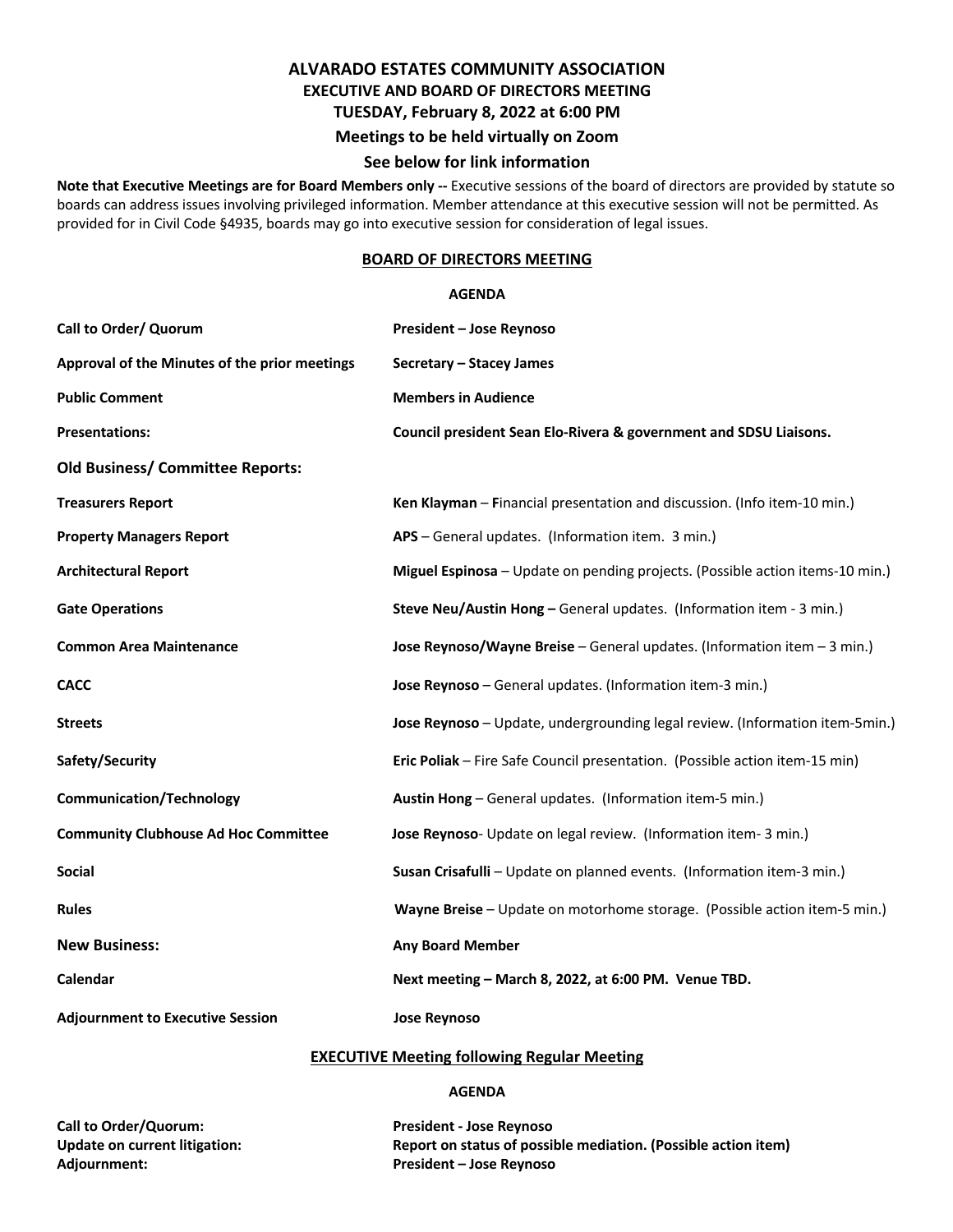# ALVARADO ESTATES COMMUNITY ASSOCIATION

## EXECUTIVE AND BOARD OF DIRECTORS MEETING

## TUESDAY, February 8, 2022 at 6:00 PM

### Meetings to be held virtually on Zoom

### See below for link information

**Note that Executive Meetings are for Board Members only --** Executive sessions of the board of directors are provided by statute so boards can address issues involving privileged information. Member attendance at this executive session will not be permitted. As provided for in Civil Code §4935, boards may go into executive session for consideration of legal issues.

## BOARD OF DIRECTORS MEETING

**AGENDA**

| | |
|---|---|
| **Call to Order/ Quorum** | **President – Jose Reynoso** |
| **Approval of the Minutes of the prior meetings** | **Secretary – Stacey James** |
| **Public Comment** | **Members in Audience** |
| **Presentations:** | **Council president Sean Elo-Rivera & government and SDSU Liaisons.** |
| **Old Business/ Committee Reports:** | |
| **Treasurers Report** | **Ken Klayman** – **F**inancial presentation and discussion. (Info item-10 min.) |
| **Property Managers Report** | **APS** – General updates. (Information item. 3 min.) |
| **Architectural Report** | **Miguel Espinosa** – Update on pending projects. (Possible action items-10 min.) |
| **Gate Operations** | **Steve Neu/Austin Hong –** General updates. (Information item - 3 min.) |
| **Common Area Maintenance** | **Jose Reynoso/Wayne Breise** – General updates. (Information item – 3 min.) |
| **CACC** | **Jose Reynoso** – General updates. (Information item-3 min.) |
| **Streets** | **Jose Reynoso** – Update, undergrounding legal review. (Information item-5min.) |
| **Safety/Security** | **Eric Poliak** – Fire Safe Council presentation. (Possible action item-15 min) |
| **Communication/Technology** | **Austin Hong** – General updates. (Information item-5 min.) |
| **Community Clubhouse Ad Hoc Committee** | **Jose Reynoso**- Update on legal review. (Information item- 3 min.) |
| **Social** | **Susan Crisafulli** – Update on planned events. (Information item-3 min.) |
| **Rules** | **Wayne Breise** – Update on motorhome storage. (Possible action item-5 min.) |
| **New Business:** | **Any Board Member** |
| **Calendar** | **Next meeting – March 8, 2022, at 6:00 PM. Venue TBD.** |
| **Adjournment to Executive Session** | **Jose Reynoso** |

## EXECUTIVE Meeting following Regular Meeting

**AGENDA**

| | |
|---|---|
| **Call to Order/Quorum:** | **President - Jose Reynoso** |
| **Update on current litigation:** | **Report on status of possible mediation. (Possible action item)** |
| **Adjournment:** | **President – Jose Reynoso** |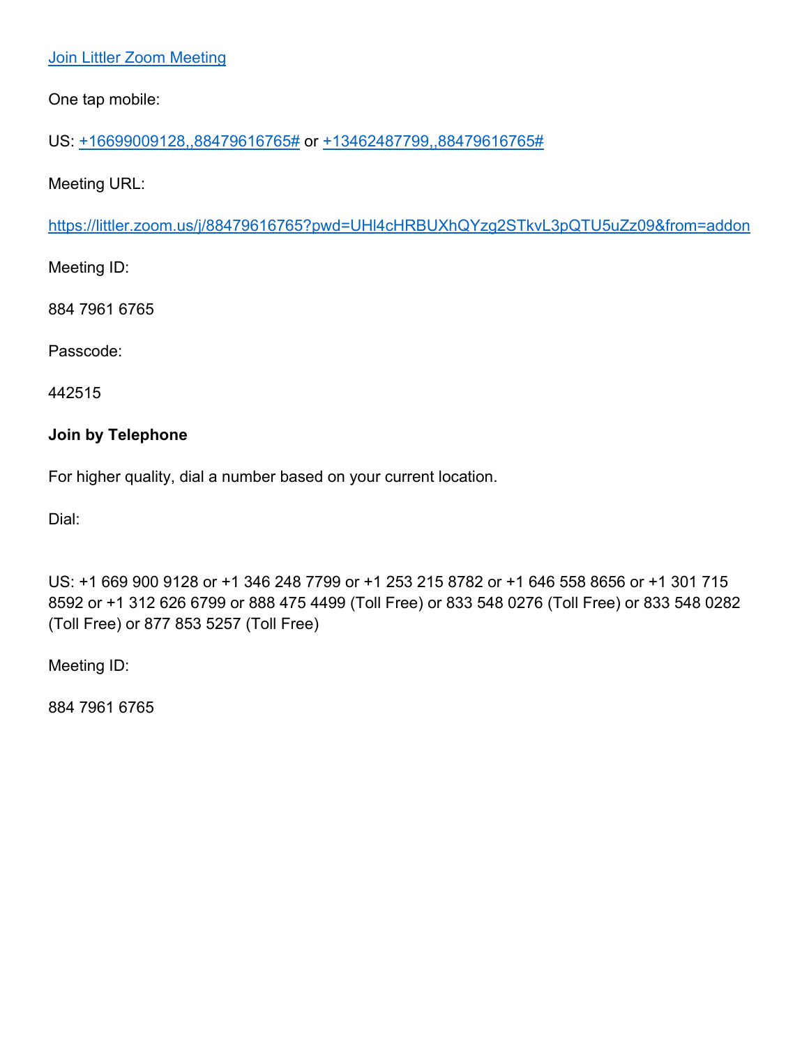Join Littler Zoom Meeting

One tap mobile:

US: +16699009128,,88479616765# or +13462487799,,88479616765#

Meeting URL:

https://littler.zoom.us/j/88479616765?pwd=UHl4cHRBUXhQYzg2STkvL3pQTU5uZz09&from=addon

Meeting ID:

884 7961 6765

Passcode:

442515

**Join by Telephone**

For higher quality, dial a number based on your current location.

Dial:

US: +1 669 900 9128 or +1 346 248 7799 or +1 253 215 8782 or +1 646 558 8656 or +1 301 715 8592 or +1 312 626 6799 or 888 475 4499 (Toll Free) or 833 548 0276 (Toll Free) or 833 548 0282 (Toll Free) or 877 853 5257 (Toll Free)

Meeting ID:

884 7961 6765